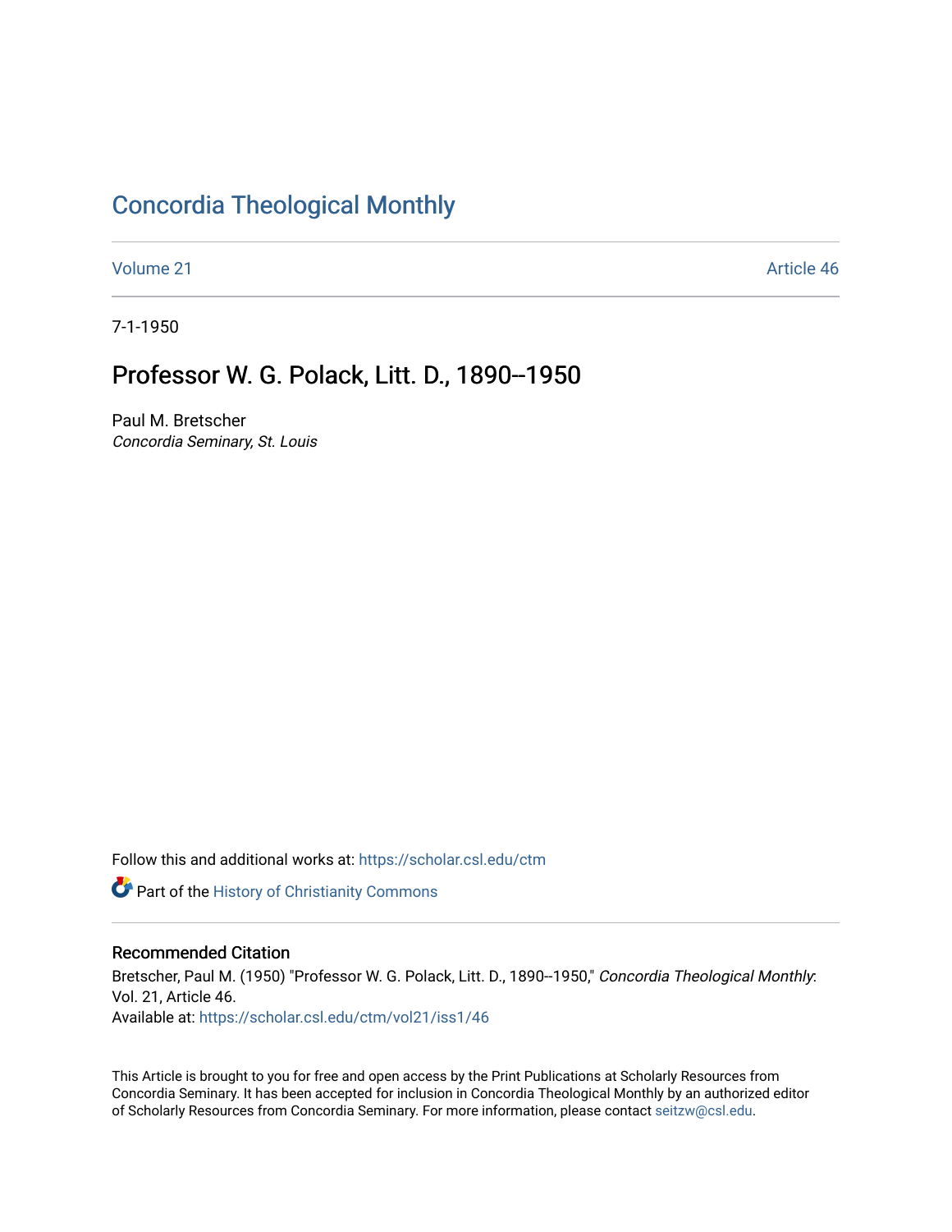# Concordia Theological Monthly

Volume 21 Article 46

7-1-1950

## Professor W. G. Polack, Litt. D., 1890--1950

Paul M. Bretscher
*Concordia Seminary, St. Louis*

Follow this and additional works at: https://scholar.csl.edu/ctm

Part of the History of Christianity Commons

### Recommended Citation

Bretscher, Paul M. (1950) "Professor W. G. Polack, Litt. D., 1890--1950," *Concordia Theological Monthly*: Vol. 21, Article 46.
Available at: https://scholar.csl.edu/ctm/vol21/iss1/46

This Article is brought to you for free and open access by the Print Publications at Scholarly Resources from Concordia Seminary. It has been accepted for inclusion in Concordia Theological Monthly by an authorized editor of Scholarly Resources from Concordia Seminary. For more information, please contact seitzw@csl.edu.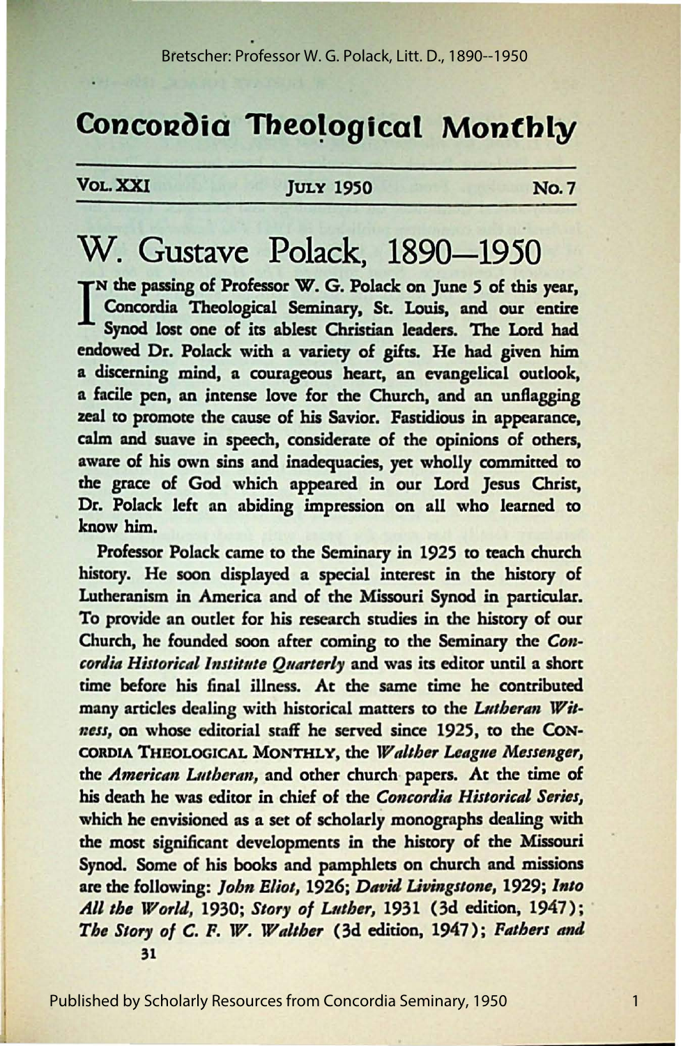# Concordia Theological Monthly

VOL. XXI JULY 1950 No. 7

# W. Gustave Polack, 1890—1950

IN the passing of Professor W. G. Polack on June 5 of this year, Concordia Theological Seminary, St. Louis, and our entire Synod lost one of its ablest Christian leaders. The Lord had endowed Dr. Polack with a variety of gifts. He had given him a discerning mind, a courageous heart, an evangelical outlook, a facile pen, an intense love for the Church, and an unflagging zeal to promote the cause of his Savior. Fastidious in appearance, calm and suave in speech, considerate of the opinions of others, aware of his own sins and inadequacies, yet wholly committed to the grace of God which appeared in our Lord Jesus Christ, Dr. Polack left an abiding impression on all who learned to know him.

Professor Polack came to the Seminary in 1925 to teach church history. He soon displayed a special interest in the history of Lutheranism in America and of the Missouri Synod in particular. To provide an outlet for his research studies in the history of our Church, he founded soon after coming to the Seminary the *Concordia Historical Institute Quarterly* and was its editor until a short time before his final illness. At the same time he contributed many articles dealing with historical matters to the *Lutheran Witness*, on whose editorial staff he served since 1925, to the CONCORDIA THEOLOGICAL MONTHLY, the *Walther League Messenger*, the *American Lutheran*, and other church papers. At the time of his death he was editor in chief of the *Concordia Historical Series*, which he envisioned as a set of scholarly monographs dealing with the most significant developments in the history of the Missouri Synod. Some of his books and pamphlets on church and missions are the following: *John Eliot*, 1926; *David Livingstone*, 1929; *Into All the World*, 1930; *Story of Luther*, 1931 (3d edition, 1947); *The Story of C. F. W. Walther* (3d edition, 1947); *Fathers and*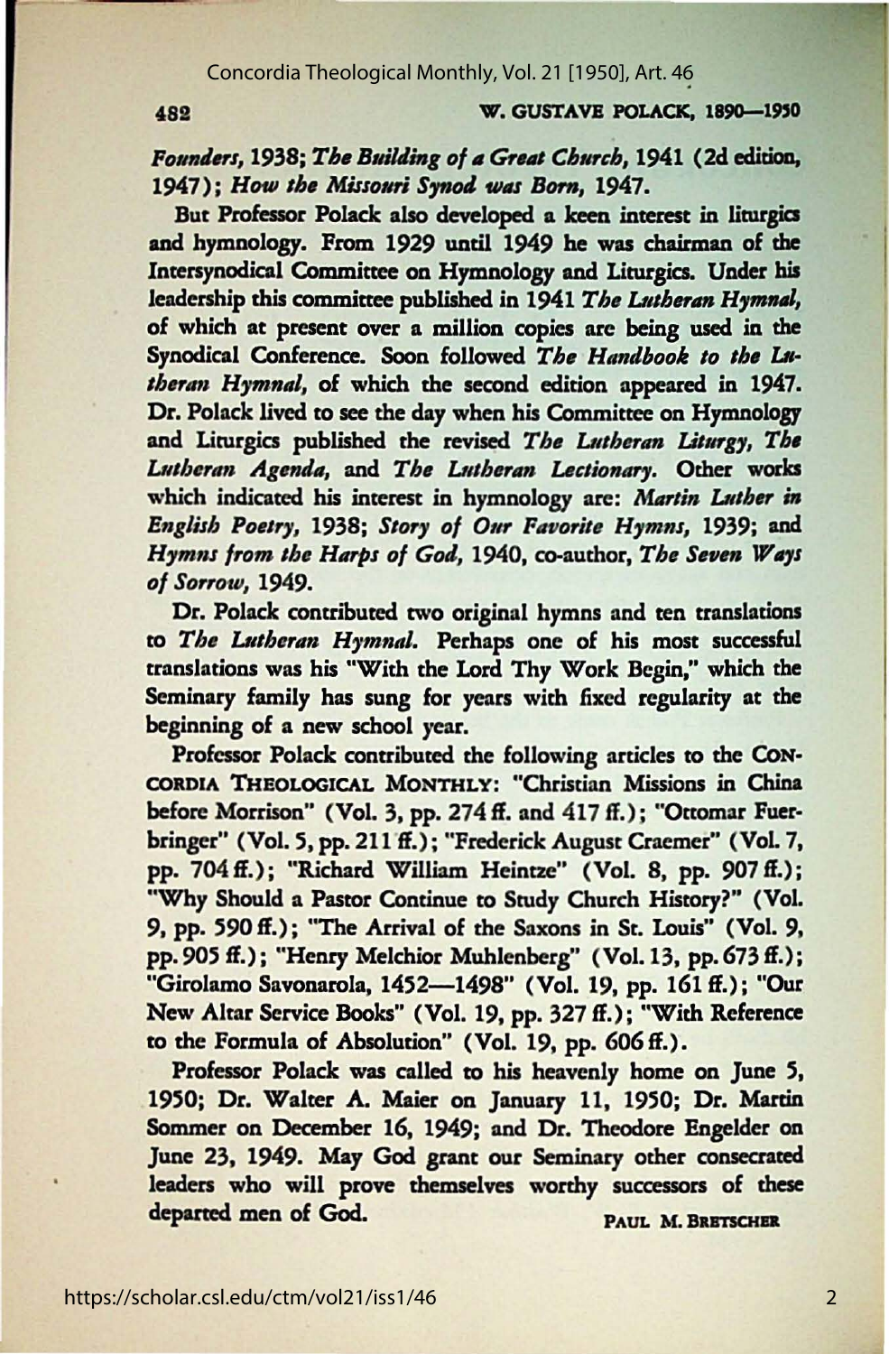*Founders*, 1938; *The Building of a Great Church*, 1941 (2d edition, 1947); *How the Missouri Synod was Born*, 1947.

But Professor Polack also developed a keen interest in liturgics and hymnology. From 1929 until 1949 he was chairman of the Intersynodical Committee on Hymnology and Liturgics. Under his leadership this committee published in 1941 *The Lutheran Hymnal*, of which at present over a million copies are being used in the Synodical Conference. Soon followed *The Handbook to the Lutheran Hymnal*, of which the second edition appeared in 1947. Dr. Polack lived to see the day when his Committee on Hymnology and Liturgics published the revised *The Lutheran Liturgy*, *The Lutheran Agenda*, and *The Lutheran Lectionary*. Other works which indicated his interest in hymnology are: *Martin Luther in English Poetry*, 1938; *Story of Our Favorite Hymns*, 1939; and *Hymns from the Harps of God*, 1940, co-author, *The Seven Ways of Sorrow*, 1949.

Dr. Polack contributed two original hymns and ten translations to *The Lutheran Hymnal*. Perhaps one of his most successful translations was his "With the Lord Thy Work Begin," which the Seminary family has sung for years with fixed regularity at the beginning of a new school year.

Professor Polack contributed the following articles to the CONCORDIA THEOLOGICAL MONTHLY: "Christian Missions in China before Morrison" (Vol. 3, pp. 274 ff. and 417 ff.); "Ottomar Fuerbringer" (Vol. 5, pp. 211 ff.); "Frederick August Craemer" (Vol. 7, pp. 704 ff.); "Richard William Heintze" (Vol. 8, pp. 907 ff.); "Why Should a Pastor Continue to Study Church History?" (Vol. 9, pp. 590 ff.); "The Arrival of the Saxons in St. Louis" (Vol. 9, pp. 905 ff.); "Henry Melchior Muhlenberg" (Vol. 13, pp. 673 ff.); "Girolamo Savonarola, 1452—1498" (Vol. 19, pp. 161 ff.); "Our New Altar Service Books" (Vol. 19, pp. 327 ff.); "With Reference to the Formula of Absolution" (Vol. 19, pp. 606 ff.).

Professor Polack was called to his heavenly home on June 5, 1950; Dr. Walter A. Maier on January 11, 1950; Dr. Martin Sommer on December 16, 1949; and Dr. Theodore Engelder on June 23, 1949. May God grant our Seminary other consecrated leaders who will prove themselves worthy successors of these departed men of God.

PAUL M. BRETSCHER